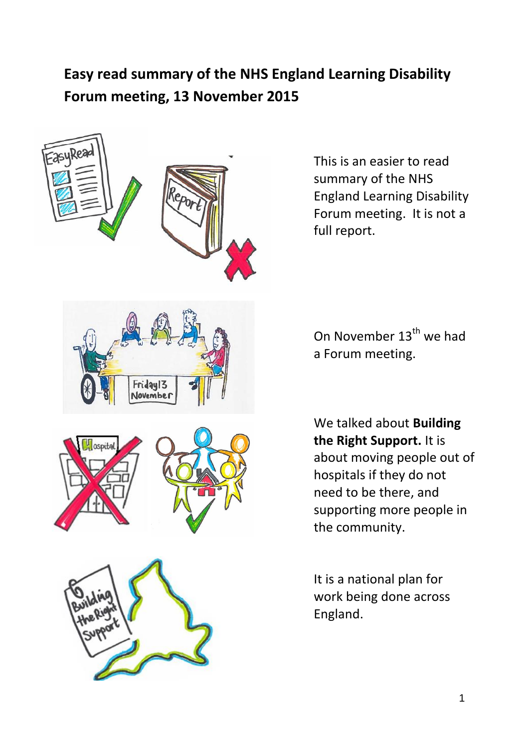**Easy read summary of the NHS England Learning Disability Forum meeting, 13 November 2015**

This is an easier to read summary of the NHS England Learning Disability Forum meeting. It is not a full report.

On November 13th we had a Forum meeting.

We talked about **Building the Right Support.** It is about moving people out of hospitals if they do not need to be there, and supporting more people in the community.

It is a national plan for work being done across England.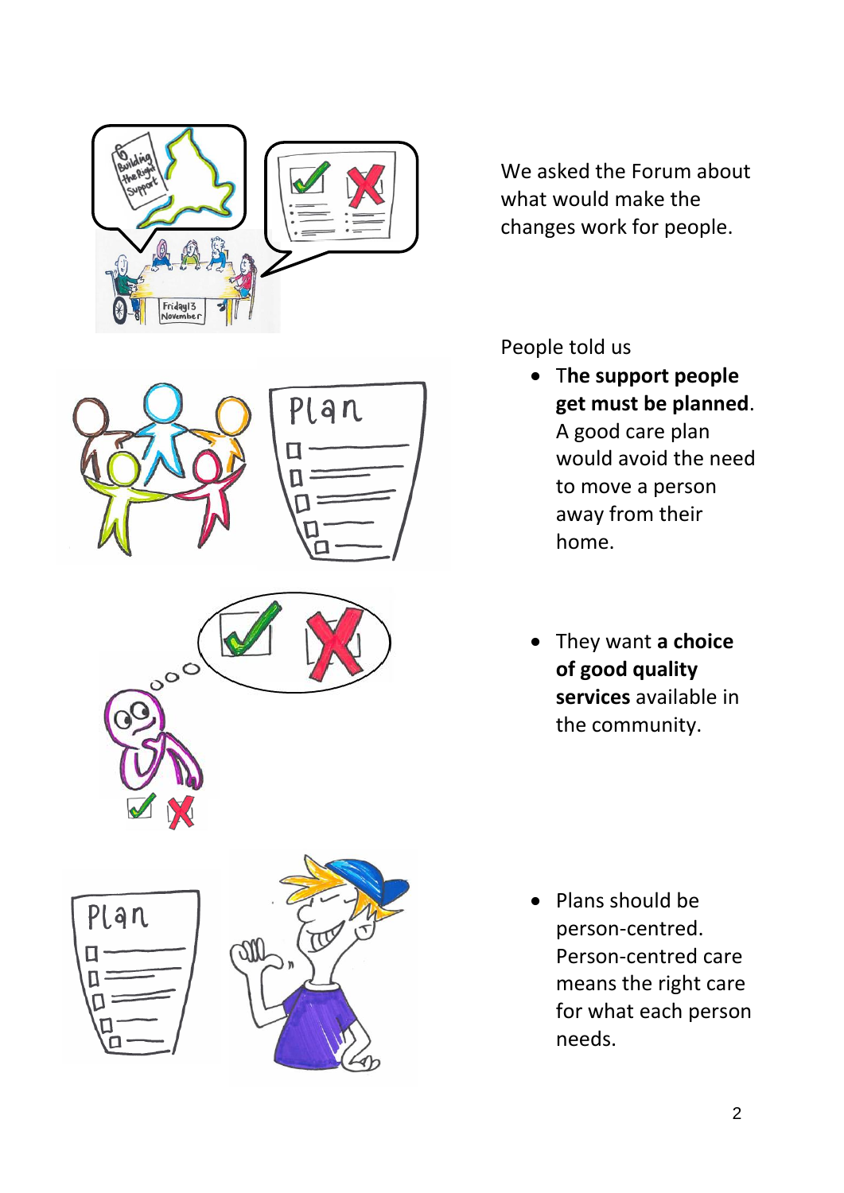We asked the Forum about what would make the changes work for people.

People told us

- **The support people get must be planned**. A good care plan would avoid the need to move a person away from their home.
- They want **a choice of good quality services** available in the community.
- Plans should be person-centred. Person-centred care means the right care for what each person needs.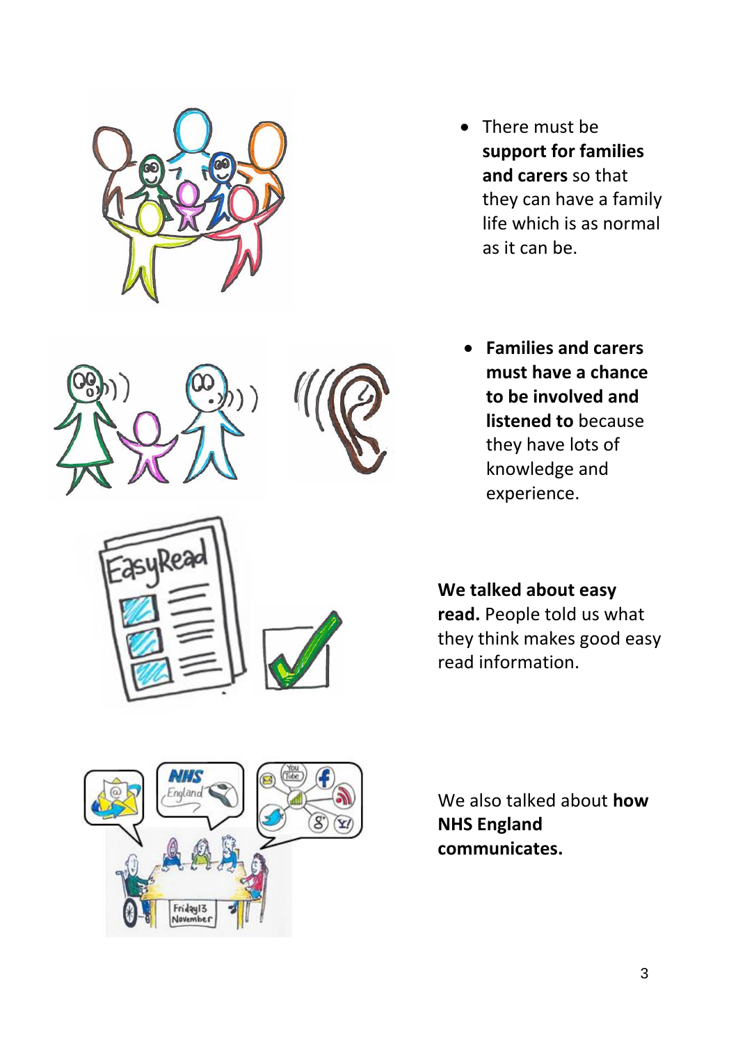- There must be **support for families and carers** so that they can have a family life which is as normal as it can be.

- **Families and carers must have a chance to be involved and listened to** because they have lots of knowledge and experience.

**We talked about easy read.** People told us what they think makes good easy read information.

We also talked about **how NHS England communicates.**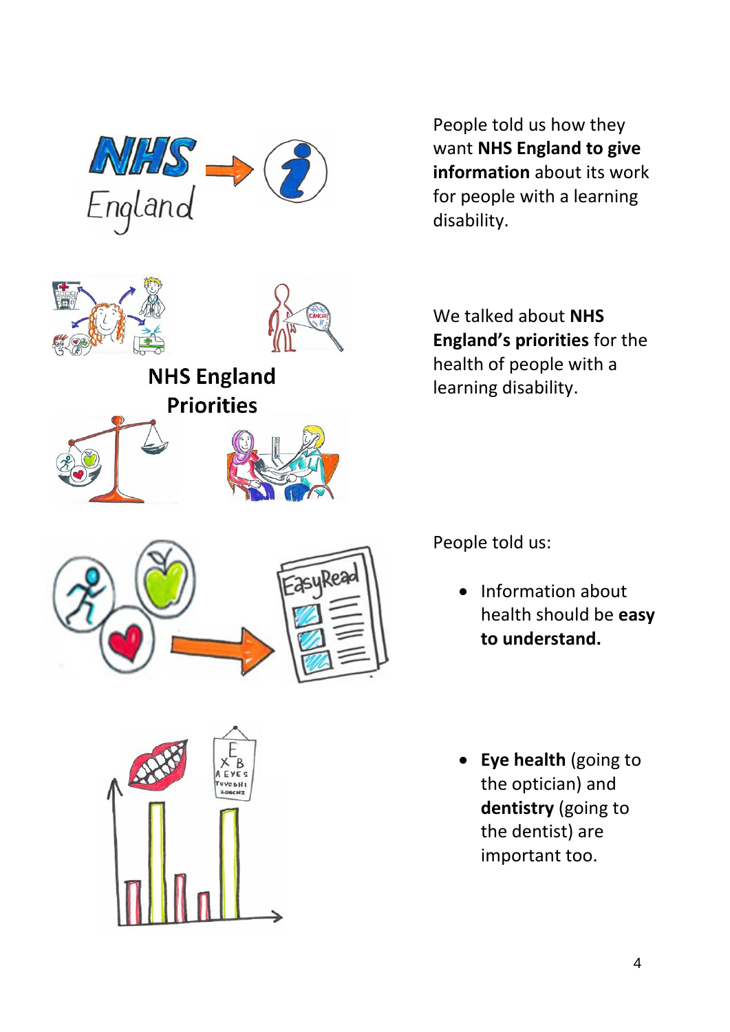People told us how they want **NHS England to give information** about its work for people with a learning disability.

**NHS England Priorities**

We talked about **NHS England's priorities** for the health of people with a learning disability.

People told us:

- Information about health should be **easy to understand.**

- **Eye health** (going to the optician) and **dentistry** (going to the dentist) are important too.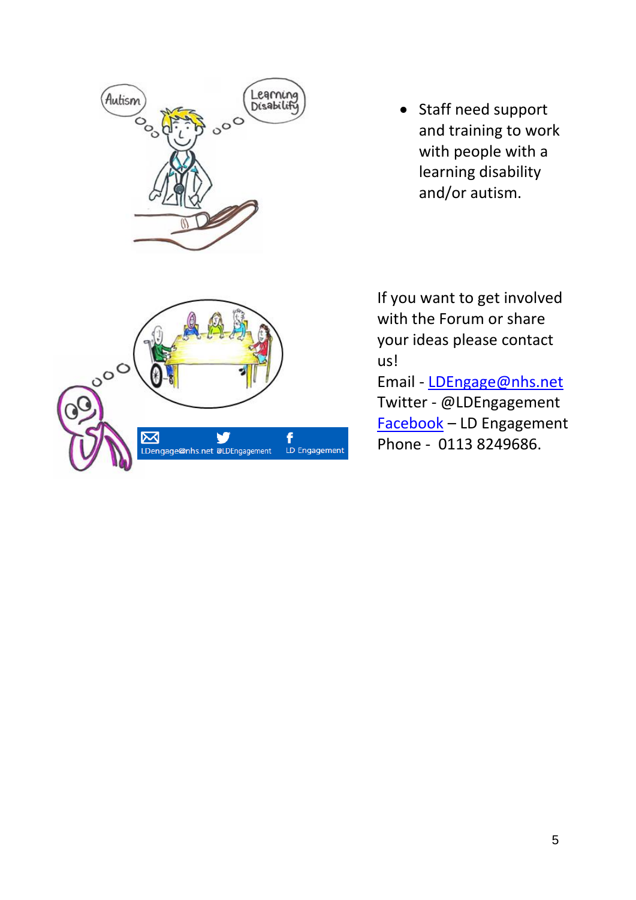- Staff need support and training to work with people with a learning disability and/or autism.

If you want to get involved with the Forum or share your ideas please contact us!

Email - LDEngage@nhs.net
Twitter - @LDEngagement
Facebook – LD Engagement
Phone - 0113 8249686.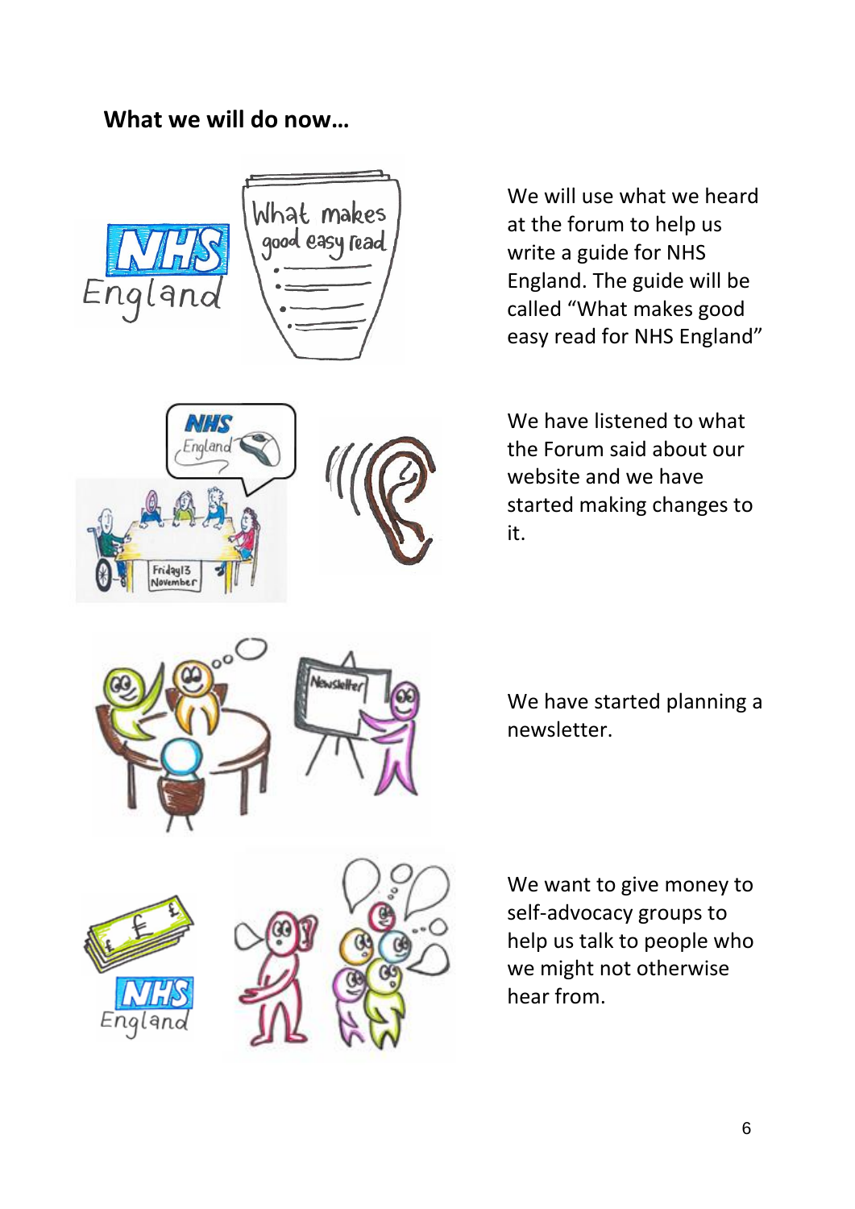## What we will do now…

We will use what we heard at the forum to help us write a guide for NHS England. The guide will be called "What makes good easy read for NHS England"

We have listened to what the Forum said about our website and we have started making changes to it.

We have started planning a newsletter.

We want to give money to self-advocacy groups to help us talk to people who we might not otherwise hear from.